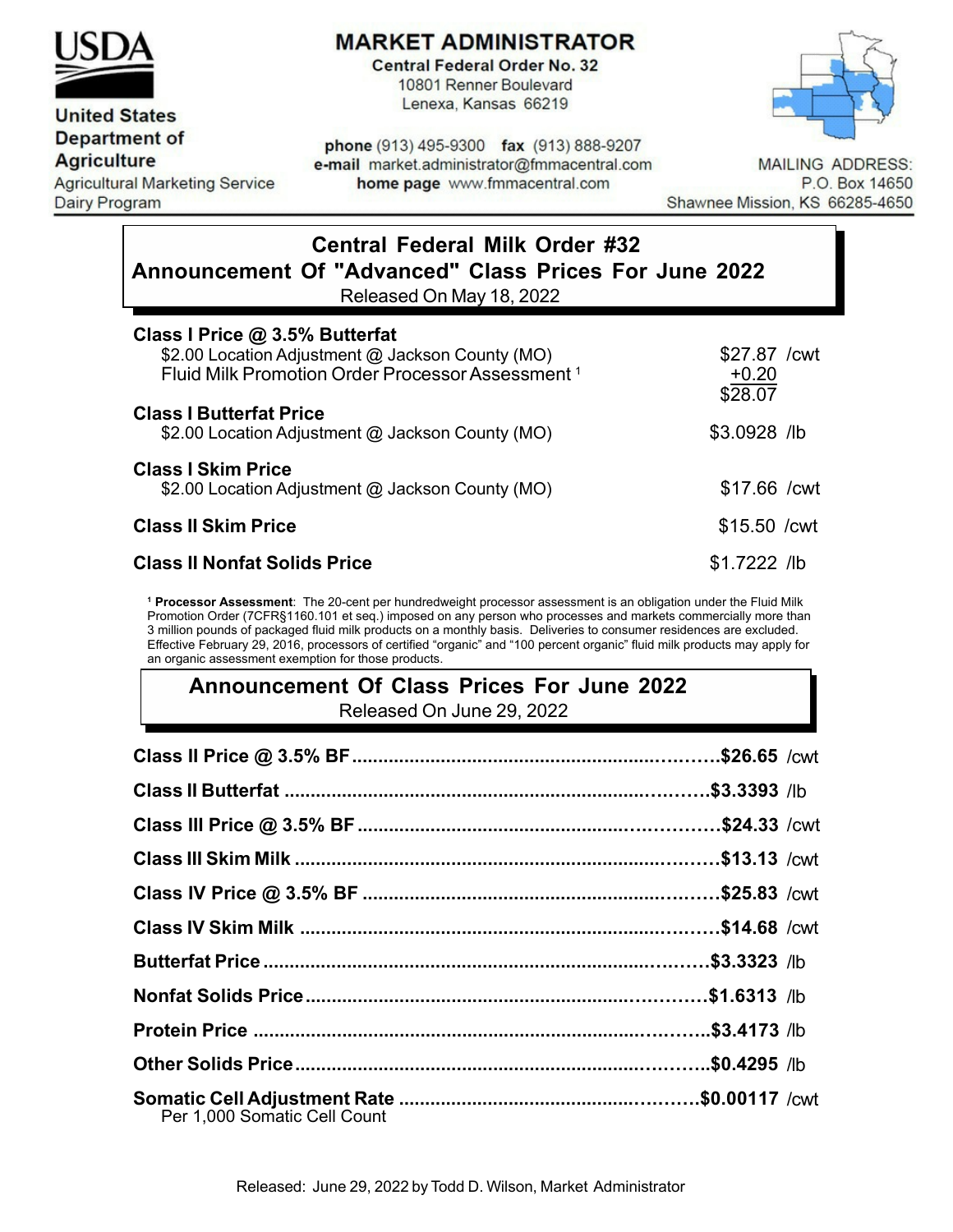**USDA**

**United States Department of Agriculture**
Agricultural Marketing Service
Dairy Program

# MARKET ADMINISTRATOR

**Central Federal Order No. 32**
10801 Renner Boulevard
Lenexa, Kansas 66219

**phone** (913) 495-9300 **fax** (913) 888-9207
**e-mail** market.administrator@fmmacentral.com
**home page** www.fmmacentral.com

MAILING ADDRESS:
P.O. Box 14650
Shawnee Mission, KS 66285-4650

## Central Federal Milk Order #32
## Announcement Of "Advanced" Class Prices For June 2022

Released On May 18, 2022

| | |
|---|---|
| **Class I Price @ 3.5% Butterfat** | |
| $2.00 Location Adjustment @ Jackson County (MO) | $27.87 /cwt |
| Fluid Milk Promotion Order Processor Assessment [1] | +0.20 |
| | $28.07 |
| **Class I Butterfat Price** | |
| $2.00 Location Adjustment @ Jackson County (MO) | $3.0928 /lb |
| **Class I Skim Price** | |
| $2.00 Location Adjustment @ Jackson County (MO) | $17.66 /cwt |
| **Class II Skim Price** | $15.50 /cwt |
| **Class II Nonfat Solids Price** | $1.7222 /lb |

[1] **Processor Assessment**: The 20-cent per hundredweight processor assessment is an obligation under the Fluid Milk Promotion Order (7CFR§1160.101 et seq.) imposed on any person who processes and markets commercially more than 3 million pounds of packaged fluid milk products on a monthly basis. Deliveries to consumer residences are excluded. Effective February 29, 2016, processors of certified "organic" and "100 percent organic" fluid milk products may apply for an organic assessment exemption for those products.

## Announcement Of Class Prices For June 2022

Released On June 29, 2022

| | |
|---|---|
| **Class II Price @ 3.5% BF** | **$26.65** /cwt |
| **Class II Butterfat** | **$3.3393** /lb |
| **Class III Price @ 3.5% BF** | **$24.33** /cwt |
| **Class III Skim Milk** | **$13.13** /cwt |
| **Class IV Price @ 3.5% BF** | **$25.83** /cwt |
| **Class IV Skim Milk** | **$14.68** /cwt |
| **Butterfat Price** | **$3.3323** /lb |
| **Nonfat Solids Price** | **$1.6313** /lb |
| **Protein Price** | **$3.4173** /lb |
| **Other Solids Price** | **$0.4295** /lb |
| **Somatic Cell Adjustment Rate** Per 1,000 Somatic Cell Count | **$0.00117** /cwt |

Released: June 29, 2022 by Todd D. Wilson, Market Administrator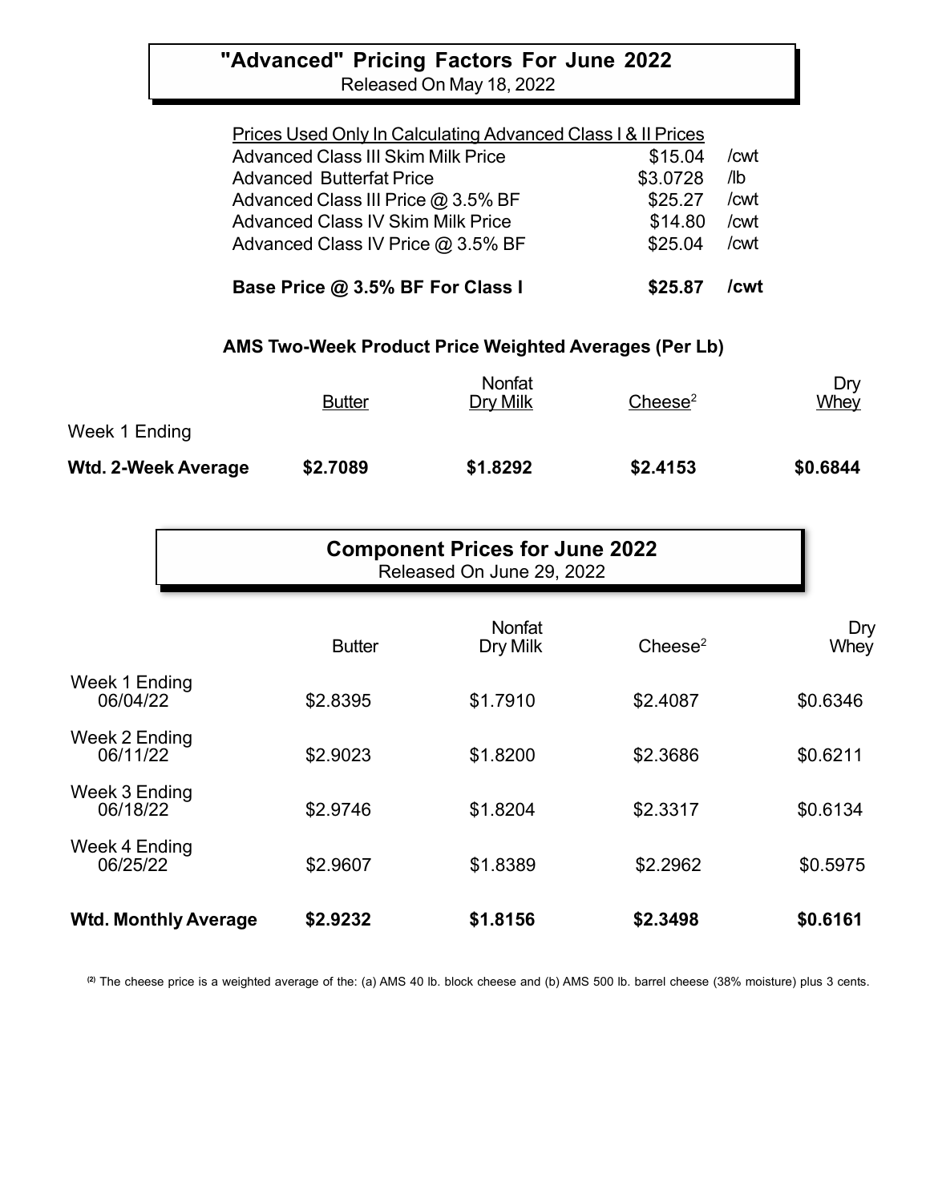## "Advanced" Pricing Factors For June 2022

Released On May 18, 2022

| Prices Used Only In Calculating Advanced Class I & II Prices | | |
|---|---|---|
| Advanced Class III Skim Milk Price | $15.04 | /cwt |
| Advanced Butterfat Price | $3.0728 | /lb |
| Advanced Class III Price @ 3.5% BF | $25.27 | /cwt |
| Advanced Class IV Skim Milk Price | $14.80 | /cwt |
| Advanced Class IV Price @ 3.5% BF | $25.04 | /cwt |
| **Base Price @ 3.5% BF For Class I** | **$25.87** | **/cwt** |

### AMS Two-Week Product Price Weighted Averages (Per Lb)

| | Butter | Nonfat Dry Milk | Cheese[2] | Dry Whey |
|---|---|---|---|---|
| Week 1 Ending | | | | |
| **Wtd. 2-Week Average** | **$2.7089** | **$1.8292** | **$2.4153** | **$0.6844** |

## Component Prices for June 2022

Released On June 29, 2022

| | Butter | Nonfat Dry Milk | Cheese[2] | Dry Whey |
|---|---|---|---|---|
| Week 1 Ending 06/04/22 | $2.8395 | $1.7910 | $2.4087 | $0.6346 |
| Week 2 Ending 06/11/22 | $2.9023 | $1.8200 | $2.3686 | $0.6211 |
| Week 3 Ending 06/18/22 | $2.9746 | $1.8204 | $2.3317 | $0.6134 |
| Week 4 Ending 06/25/22 | $2.9607 | $1.8389 | $2.2962 | $0.5975 |
| **Wtd. Monthly Average** | **$2.9232** | **$1.8156** | **$2.3498** | **$0.6161** |

(2) The cheese price is a weighted average of the: (a) AMS 40 lb. block cheese and (b) AMS 500 lb. barrel cheese (38% moisture) plus 3 cents.